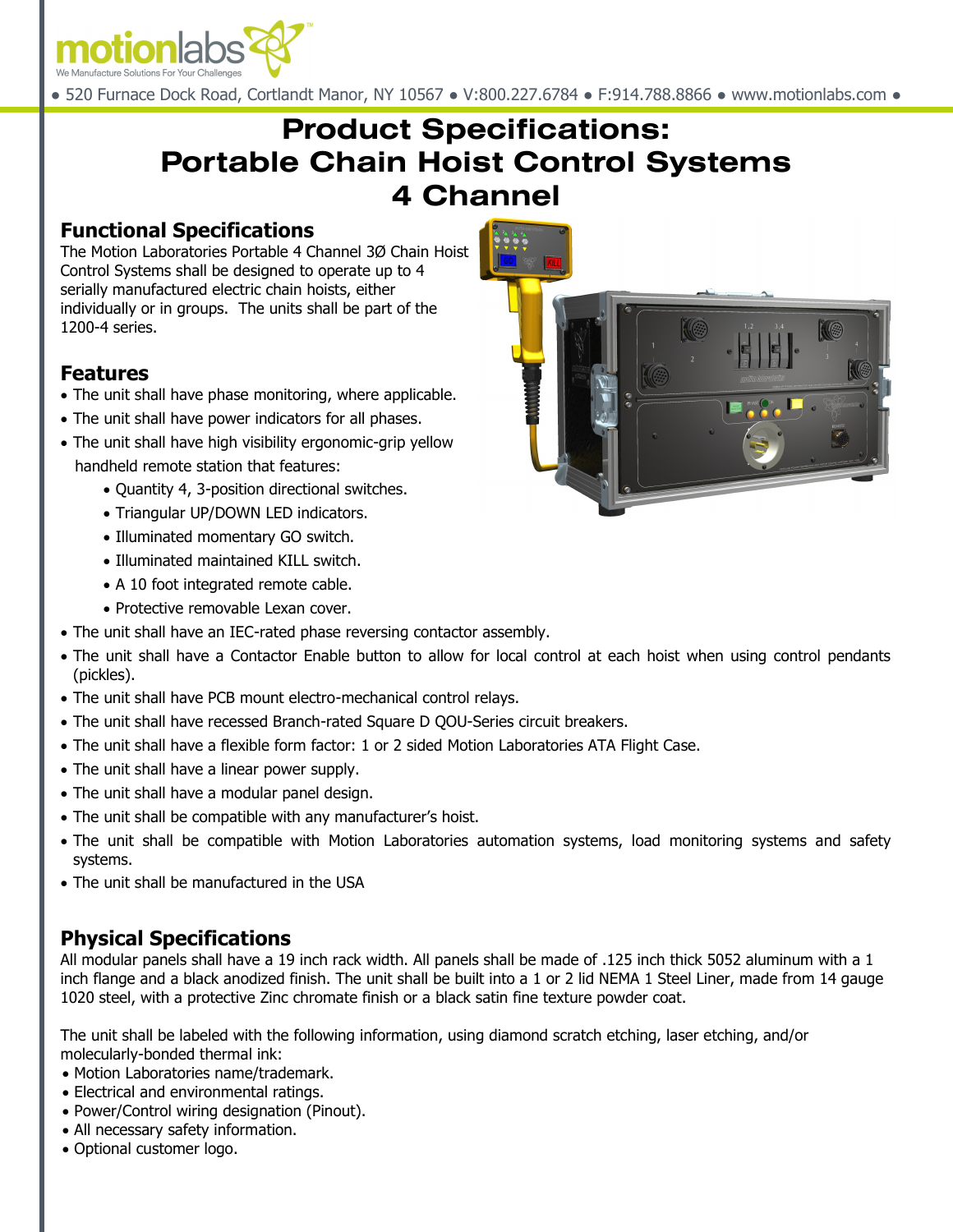motionlabs

We Manufacture Solutions For Your Challenges

• 520 Furnace Dock Road, Cortlandt Manor, NY 10567 • V:800.227.6784 • F:914.788.8866 • www.motionlabs.com •

# Product Specifications: Portable Chain Hoist Control Systems 4 Channel

## Functional Specifications

The Motion Laboratories Portable 4 Channel 3Ø Chain Hoist Control Systems shall be designed to operate up to 4 serially manufactured electric chain hoists, either individually or in groups. The units shall be part of the 1200-4 series.

## Features

- The unit shall have phase monitoring, where applicable.
- The unit shall have power indicators for all phases.
- The unit shall have high visibility ergonomic-grip yellow handheld remote station that features:
  - Quantity 4, 3-position directional switches.
  - Triangular UP/DOWN LED indicators.
  - Illuminated momentary GO switch.
  - Illuminated maintained KILL switch.
  - A 10 foot integrated remote cable.
  - Protective removable Lexan cover.
- The unit shall have an IEC-rated phase reversing contactor assembly.
- The unit shall have a Contactor Enable button to allow for local control at each hoist when using control pendants (pickles).
- The unit shall have PCB mount electro-mechanical control relays.
- The unit shall have recessed Branch-rated Square D QOU-Series circuit breakers.
- The unit shall have a flexible form factor: 1 or 2 sided Motion Laboratories ATA Flight Case.
- The unit shall have a linear power supply.
- The unit shall have a modular panel design.
- The unit shall be compatible with any manufacturer's hoist.
- The unit shall be compatible with Motion Laboratories automation systems, load monitoring systems and safety systems.
- The unit shall be manufactured in the USA

## Physical Specifications

All modular panels shall have a 19 inch rack width. All panels shall be made of .125 inch thick 5052 aluminum with a 1 inch flange and a black anodized finish. The unit shall be built into a 1 or 2 lid NEMA 1 Steel Liner, made from 14 gauge 1020 steel, with a protective Zinc chromate finish or a black satin fine texture powder coat.

The unit shall be labeled with the following information, using diamond scratch etching, laser etching, and/or molecularly-bonded thermal ink:

- Motion Laboratories name/trademark.
- Electrical and environmental ratings.
- Power/Control wiring designation (Pinout).
- All necessary safety information.
- Optional customer logo.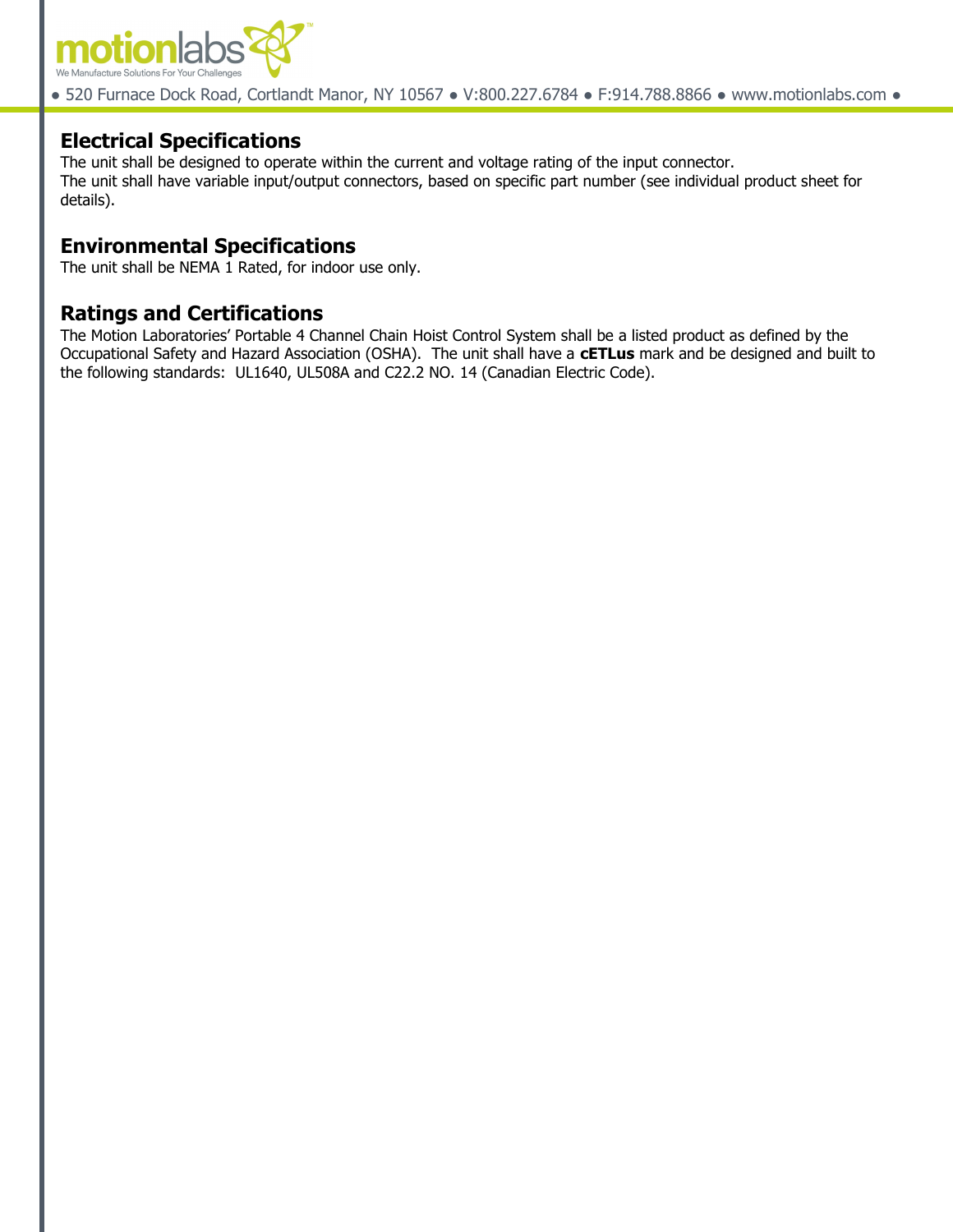## Electrical Specifications

The unit shall be designed to operate within the current and voltage rating of the input connector.
The unit shall have variable input/output connectors, based on specific part number (see individual product sheet for details).

## Environmental Specifications

The unit shall be NEMA 1 Rated, for indoor use only.

## Ratings and Certifications

The Motion Laboratories' Portable 4 Channel Chain Hoist Control System shall be a listed product as defined by the Occupational Safety and Hazard Association (OSHA). The unit shall have a **cETLus** mark and be designed and built to the following standards: UL1640, UL508A and C22.2 NO. 14 (Canadian Electric Code).